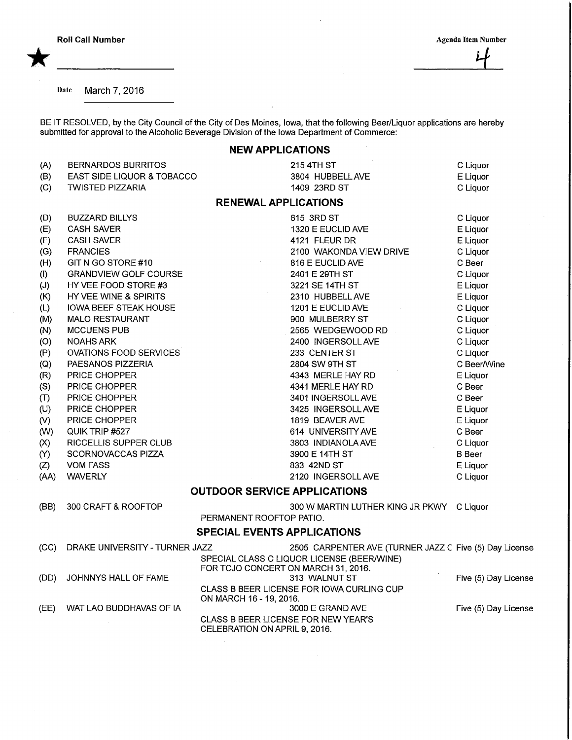**Roll Call Number** ★ ______________

**Agenda Item Number** 4

Date March 7, 2016

BE IT RESOLVED, by the City Council of the City of Des Moines, Iowa, that the following Beer/Liquor applications are hereby submitted for approval to the Alcoholic Beverage Division of the Iowa Department of Commerce:

## NEW APPLICATIONS

| | | | |
|---|---|---|---|
| (A) | BERNARDOS BURRITOS | 215 4TH ST | C Liquor |
| (B) | EAST SIDE LIQUOR & TOBACCO | 3804 HUBBELL AVE | E Liquor |
| (C) | TWISTED PIZZARIA | 1409 23RD ST | C Liquor |

## RENEWAL APPLICATIONS

| | | | |
|---|---|---|---|
| (D) | BUZZARD BILLYS | 615 3RD ST | C Liquor |
| (E) | CASH SAVER | 1320 E EUCLID AVE | E Liquor |
| (F) | CASH SAVER | 4121 FLEUR DR | E Liquor |
| (G) | FRANCIES | 2100 WAKONDA VIEW DRIVE | C Liquor |
| (H) | GIT N GO STORE #10 | 816 E EUCLID AVE | C Beer |
| (I) | GRANDVIEW GOLF COURSE | 2401 E 29TH ST | C Liquor |
| (J) | HY VEE FOOD STORE #3 | 3221 SE 14TH ST | E Liquor |
| (K) | HY VEE WINE & SPIRITS | 2310 HUBBELL AVE | E Liquor |
| (L) | IOWA BEEF STEAK HOUSE | 1201 E EUCLID AVE | C Liquor |
| (M) | MALO RESTAURANT | 900 MULBERRY ST | C Liquor |
| (N) | MCCUENS PUB | 2565 WEDGEWOOD RD | C Liquor |
| (O) | NOAHS ARK | 2400 INGERSOLL AVE | C Liquor |
| (P) | OVATIONS FOOD SERVICES | 233 CENTER ST | C Liquor |
| (Q) | PAESANOS PIZZERIA | 2804 SW 9TH ST | C Beer/Wine |
| (R) | PRICE CHOPPER | 4343 MERLE HAY RD | E Liquor |
| (S) | PRICE CHOPPER | 4341 MERLE HAY RD | C Beer |
| (T) | PRICE CHOPPER | 3401 INGERSOLL AVE | C Beer |
| (U) | PRICE CHOPPER | 3425 INGERSOLL AVE | E Liquor |
| (V) | PRICE CHOPPER | 1819 BEAVER AVE | E Liquor |
| (W) | QUIK TRIP #527 | 614 UNIVERSITY AVE | C Beer |
| (X) | RICCELLIS SUPPER CLUB | 3803 INDIANOLA AVE | C Liquor |
| (Y) | SCORNOVACCAS PIZZA | 3900 E 14TH ST | B Beer |
| (Z) | VOM FASS | 833 42ND ST | E Liquor |
| (AA) | WAVERLY | 2120 INGERSOLL AVE | C Liquor |

## OUTDOOR SERVICE APPLICATIONS

| | | | |
|---|---|---|---|
| (BB) | 300 CRAFT & ROOFTOP | 300 W MARTIN LUTHER KING JR PKWY<br>PERMANENT ROOFTOP PATIO. | C Liquor |

## SPECIAL EVENTS APPLICATIONS

| | | | |
|---|---|---|---|
| (CC) | DRAKE UNIVERSITY - TURNER JAZZ | 2505 CARPENTER AVE (TURNER JAZZ C<br>SPECIAL CLASS C LIQUOR LICENSE (BEER/WINE) FOR TCJO CONCERT ON MARCH 31, 2016. | Five (5) Day License |
| (DD) | JOHNNYS HALL OF FAME | 313 WALNUT ST<br>CLASS B BEER LICENSE FOR IOWA CURLING CUP ON MARCH 16 - 19, 2016. | Five (5) Day License |
| (EE) | WAT LAO BUDDHAVAS OF IA | 3000 E GRAND AVE<br>CLASS B BEER LICENSE FOR NEW YEAR'S CELEBRATION ON APRIL 9, 2016. | Five (5) Day License |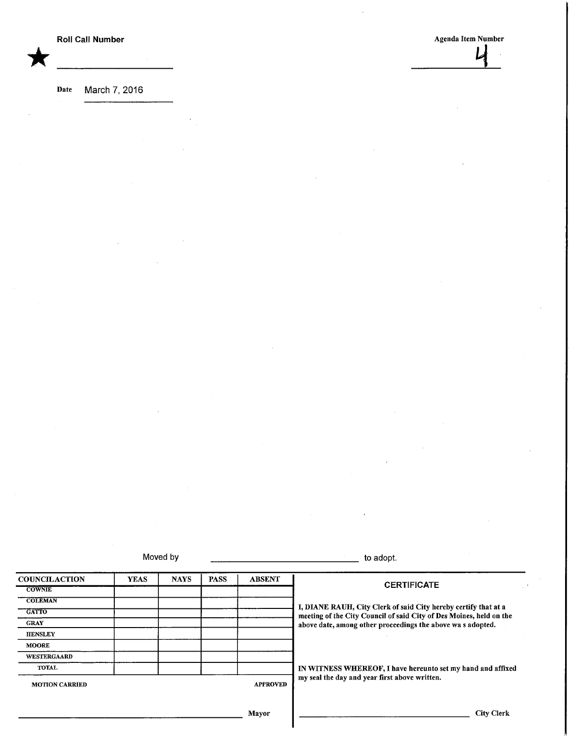★ **Roll Call Number** \_\_\_\_\_\_\_\_\_\_\_\_\_\_\_\_\_\_\_\_

**Agenda Item Number** 4

**Date** March 7, 2016

Moved by \_\_\_\_\_\_\_\_\_\_\_\_\_\_\_\_\_\_\_\_\_\_\_\_\_\_\_\_\_\_ to adopt.

| COUNCIL ACTION | YEAS | NAYS | PASS | ABSENT |
|---|---|---|---|---|
| COWNIE | | | | |
| COLEMAN | | | | |
| GATTO | | | | |
| GRAY | | | | |
| HENSLEY | | | | |
| MOORE | | | | |
| WESTERGAARD | | | | |
| TOTAL | | | | |

MOTION CARRIED APPROVED

\_\_\_\_\_\_\_\_\_\_\_\_\_\_\_\_\_\_\_\_\_\_\_\_\_\_\_\_\_\_ Mayor

## CERTIFICATE

**I, DIANE RAUH, City Clerk of said City hereby certify that at a meeting of the City Council of said City of Des Moines, held on the above date, among other proceedings the above wa s adopted.**

**IN WITNESS WHEREOF, I have hereunto set my hand and affixed my seal the day and year first above written.**

\_\_\_\_\_\_\_\_\_\_\_\_\_\_\_\_\_\_\_\_\_\_\_\_\_\_\_\_\_\_ City Clerk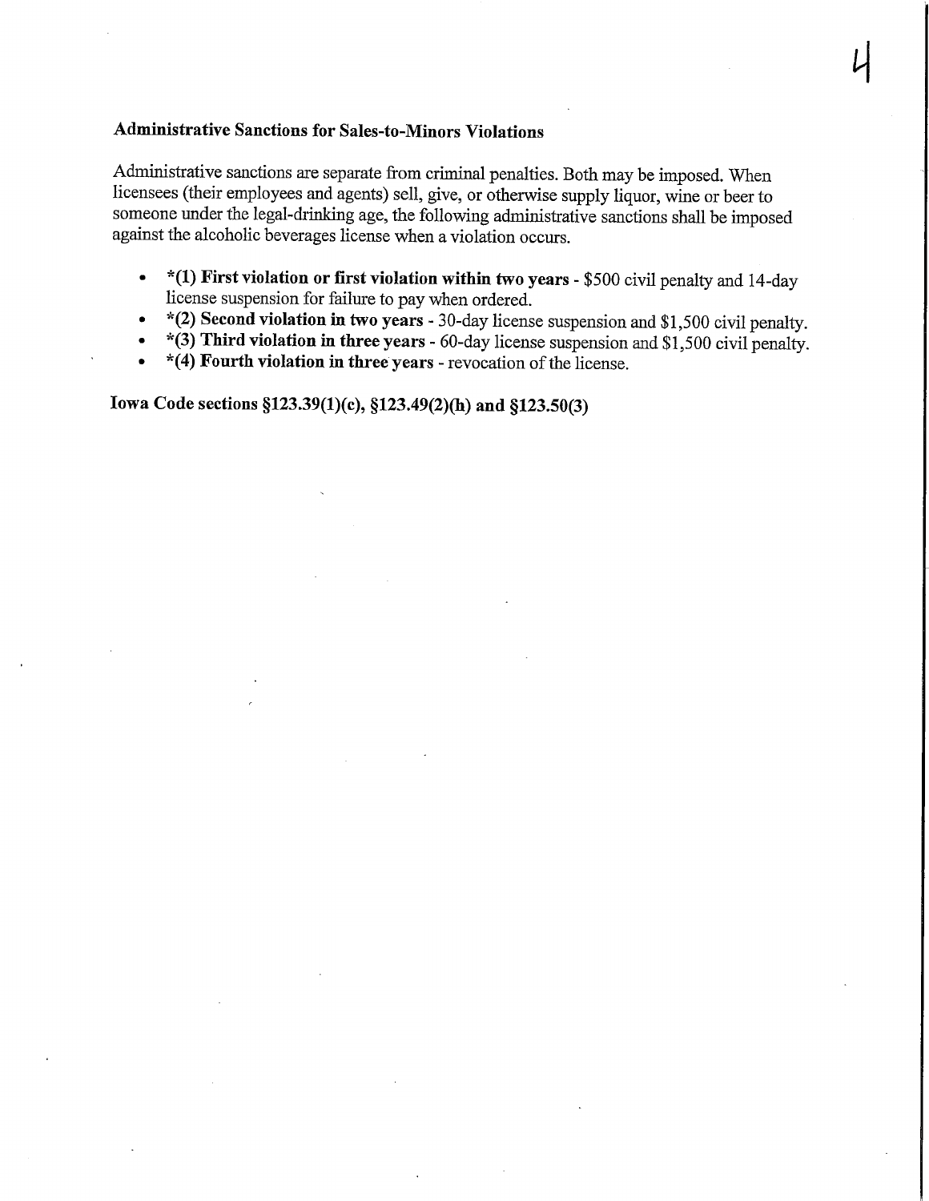### Administrative Sanctions for Sales-to-Minors Violations

Administrative sanctions are separate from criminal penalties. Both may be imposed. When licensees (their employees and agents) sell, give, or otherwise supply liquor, wine or beer to someone under the legal-drinking age, the following administrative sanctions shall be imposed against the alcoholic beverages license when a violation occurs.

- **\*(1) First violation or first violation within two years** - $500 civil penalty and 14-day license suspension for failure to pay when ordered.
- **\*(2) Second violation in two years** - 30-day license suspension and $1,500 civil penalty.
- **\*(3) Third violation in three years** - 60-day license suspension and $1,500 civil penalty.
- **\*(4) Fourth violation in three years** - revocation of the license.

**Iowa Code sections §123.39(1)(c), §123.49(2)(h) and §123.50(3)**